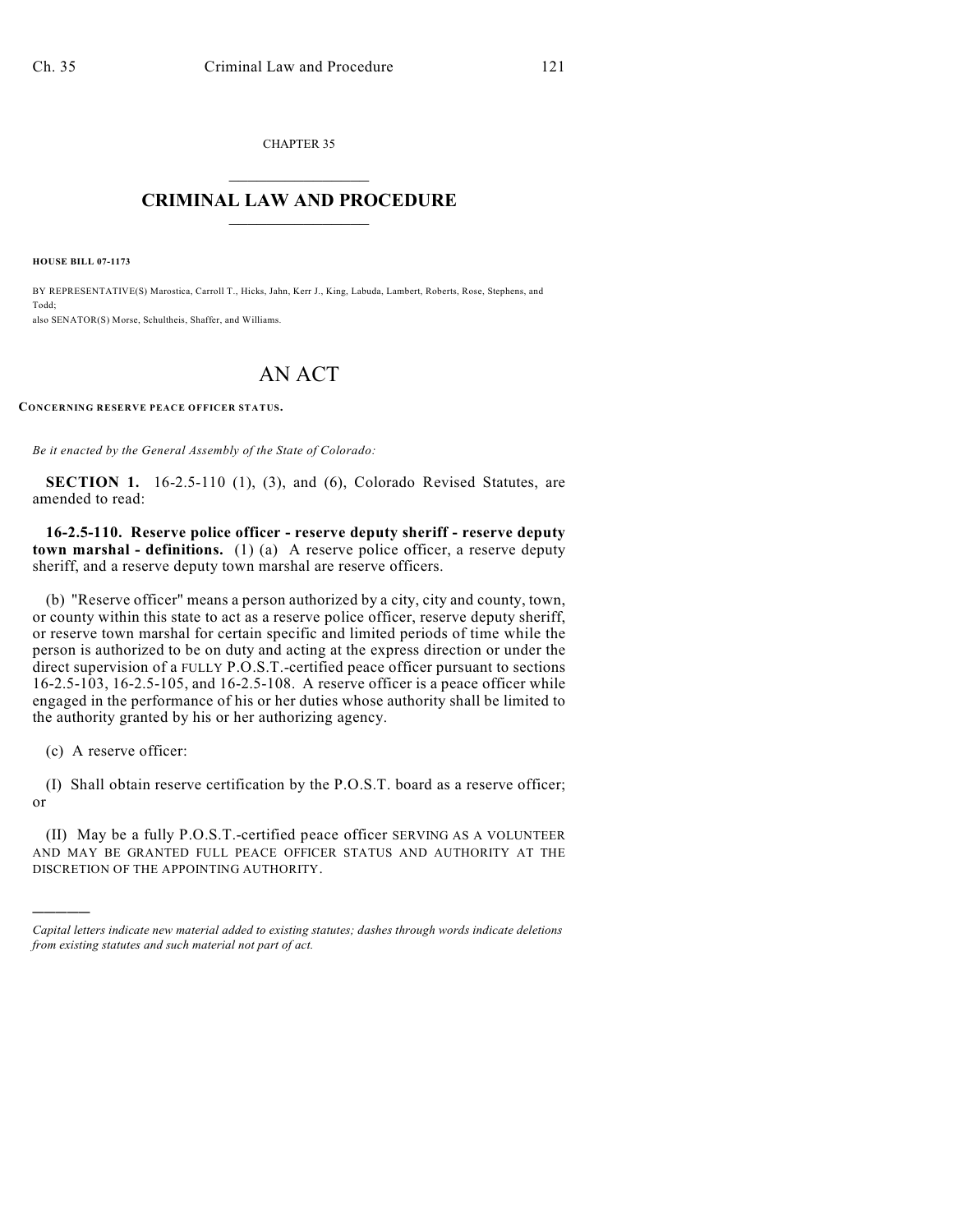CHAPTER 35

# CRIMINAL LAW AND PROCEDURE

**HOUSE BILL 07-1173**

BY REPRESENTATIVE(S) Marostica, Carroll T., Hicks, Jahn, Kerr J., King, Labuda, Lambert, Roberts, Rose, Stephens, and Todd;
also SENATOR(S) Morse, Schultheis, Shaffer, and Williams.

# AN ACT

**CONCERNING RESERVE PEACE OFFICER STATUS.**

*Be it enacted by the General Assembly of the State of Colorado:*

**SECTION 1.** 16-2.5-110 (1), (3), and (6), Colorado Revised Statutes, are amended to read:

**16-2.5-110. Reserve police officer - reserve deputy sheriff - reserve deputy town marshal - definitions.** (1) (a) A reserve police officer, a reserve deputy sheriff, and a reserve deputy town marshal are reserve officers.

(b) "Reserve officer" means a person authorized by a city, city and county, town, or county within this state to act as a reserve police officer, reserve deputy sheriff, or reserve town marshal for certain specific and limited periods of time while the person is authorized to be on duty and acting at the express direction or under the direct supervision of a FULLY P.O.S.T.-certified peace officer pursuant to sections 16-2.5-103, 16-2.5-105, and 16-2.5-108. A reserve officer is a peace officer while engaged in the performance of his or her duties whose authority shall be limited to the authority granted by his or her authorizing agency.

(c) A reserve officer:

(I) Shall obtain reserve certification by the P.O.S.T. board as a reserve officer; or

(II) May be a fully P.O.S.T.-certified peace officer SERVING AS A VOLUNTEER AND MAY BE GRANTED FULL PEACE OFFICER STATUS AND AUTHORITY AT THE DISCRETION OF THE APPOINTING AUTHORITY.

---

*Capital letters indicate new material added to existing statutes; dashes through words indicate deletions from existing statutes and such material not part of act.*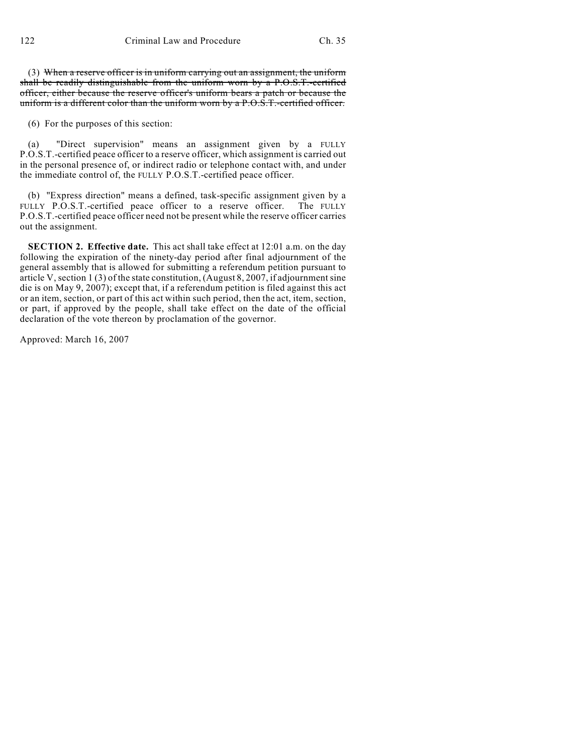(3) ~~When a reserve officer is in uniform carrying out an assignment, the uniform shall be readily distinguishable from the uniform worn by a P.O.S.T.-certified officer, either because the reserve officer's uniform bears a patch or because the uniform is a different color than the uniform worn by a P.O.S.T.-certified officer.~~

(6) For the purposes of this section:

(a) "Direct supervision" means an assignment given by a FULLY P.O.S.T.-certified peace officer to a reserve officer, which assignment is carried out in the personal presence of, or indirect radio or telephone contact with, and under the immediate control of, the FULLY P.O.S.T.-certified peace officer.

(b) "Express direction" means a defined, task-specific assignment given by a FULLY P.O.S.T.-certified peace officer to a reserve officer. The FULLY P.O.S.T.-certified peace officer need not be present while the reserve officer carries out the assignment.

**SECTION 2. Effective date.** This act shall take effect at 12:01 a.m. on the day following the expiration of the ninety-day period after final adjournment of the general assembly that is allowed for submitting a referendum petition pursuant to article V, section 1 (3) of the state constitution, (August 8, 2007, if adjournment sine die is on May 9, 2007); except that, if a referendum petition is filed against this act or an item, section, or part of this act within such period, then the act, item, section, or part, if approved by the people, shall take effect on the date of the official declaration of the vote thereon by proclamation of the governor.

Approved: March 16, 2007